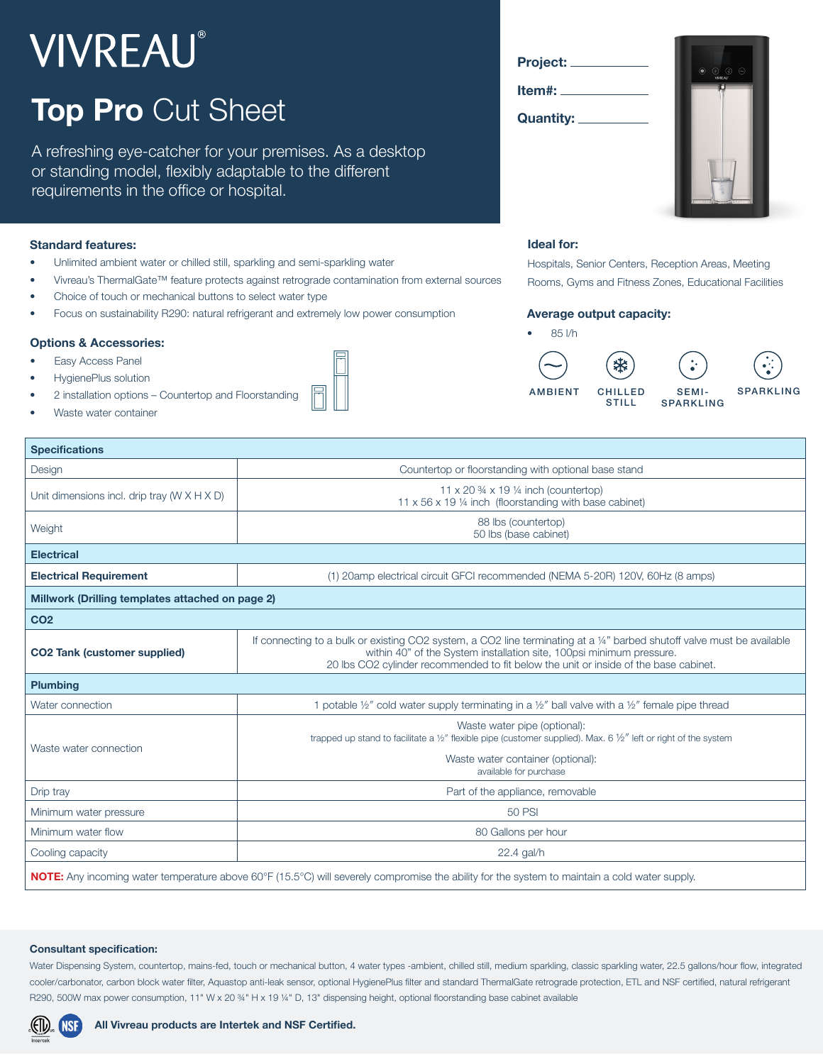# VIVREAU®

## **Top Pro** Cut Sheet

A refreshing eye-catcher for your premises. As a desktop or standing model, flexibly adaptable to the different requirements in the office or hospital.

**Project:** ____________

**Item#:** ____________

**Quantity:** ____________

### Standard features:

- Unlimited ambient water or chilled still, sparkling and semi-sparkling water
- Vivreau's ThermalGate™ feature protects against retrograde contamination from external sources
- Choice of touch or mechanical buttons to select water type
- Focus on sustainability R290: natural refrigerant and extremely low power consumption

### Options & Accessories:

- Easy Access Panel
- HygienePlus solution
- 2 installation options – Countertop and Floorstanding
- Waste water container

### Ideal for:

Hospitals, Senior Centers, Reception Areas, Meeting Rooms, Gyms and Fitness Zones, Educational Facilities

### Average output capacity:

- 85 l/h

AMBIENT | CHILLED STILL | SEMI-SPARKLING | SPARKLING

| Specifications | |
|---|---|
| Design | Countertop or floorstanding with optional base stand |
| Unit dimensions incl. drip tray (W X H X D) | 11 x 20 ¾ x 19 ¼ inch (countertop)<br>11 x 56 x 19 ¼ inch (floorstanding with base cabinet) |
| Weight | 88 lbs (countertop)<br>50 lbs (base cabinet) |
| **Electrical** | |
| **Electrical Requirement** | (1) 20amp electrical circuit GFCI recommended (NEMA 5-20R) 120V, 60Hz (8 amps) |
| **Millwork (Drilling templates attached on page 2)** | |
| **CO2** | |
| **CO2 Tank (customer supplied)** | If connecting to a bulk or existing CO2 system, a CO2 line terminating at a ¼" barbed shutoff valve must be available within 40" of the System installation site, 100psi minimum pressure.<br>20 lbs CO2 cylinder recommended to fit below the unit or inside of the base cabinet. |
| **Plumbing** | |
| Water connection | 1 potable ½" cold water supply terminating in a ½" ball valve with a ½" female pipe thread |
| Waste water connection | Waste water pipe (optional):<br>trapped up stand to facilitate a ½" flexible pipe (customer supplied). Max. 6 ½" left or right of the system<br>Waste water container (optional):<br>available for purchase |
| Drip tray | Part of the appliance, removable |
| Minimum water pressure | 50 PSI |
| Minimum water flow | 80 Gallons per hour |
| Cooling capacity | 22.4 gal/h |

**NOTE:** Any incoming water temperature above 60°F (15.5°C) will severely compromise the ability for the system to maintain a cold water supply.

### Consultant specification:

Water Dispensing System, countertop, mains-fed, touch or mechanical button, 4 water types -ambient, chilled still, medium sparkling, classic sparkling water, 22.5 gallons/hour flow, integrated cooler/carbonator, carbon block water filter, Aquastop anti-leak sensor, optional HygienePlus filter and standard ThermalGate retrograde protection, ETL and NSF certified, natural refrigerant R290, 500W max power consumption, 11" W x 20 ¾" H x 19 ¼" D, 13" dispensing height, optional floorstanding base cabinet available

**All Vivreau products are Intertek and NSF Certified.**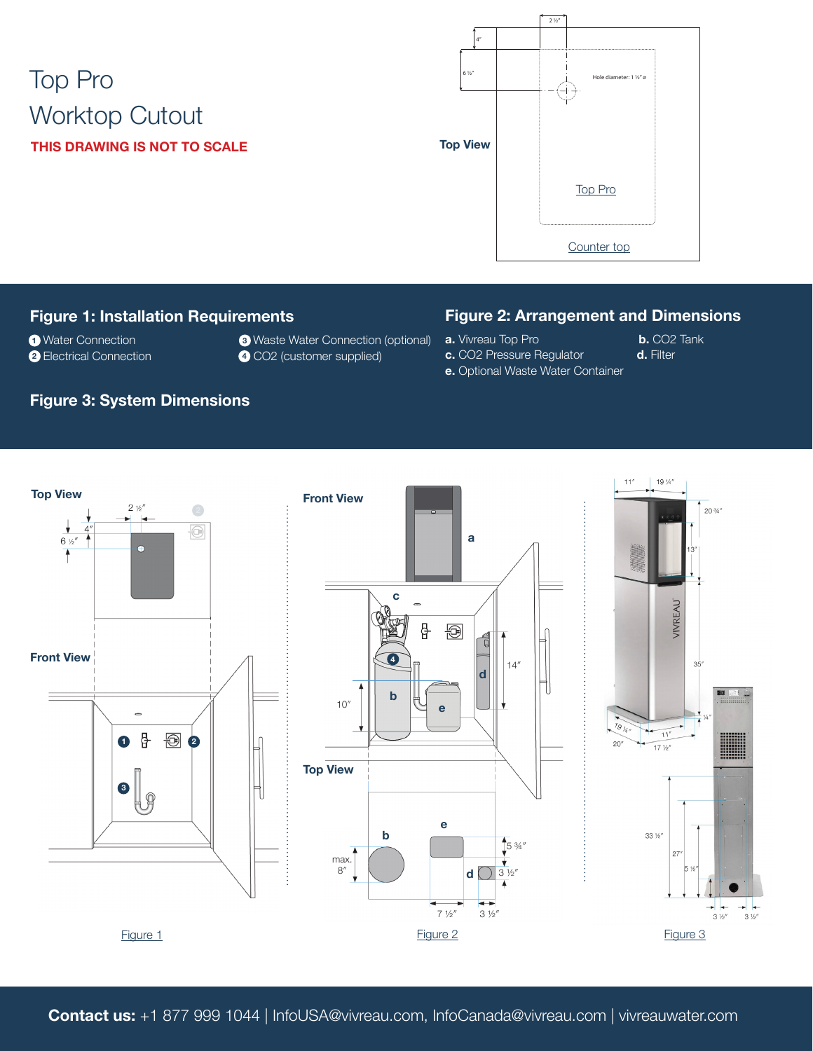# Top Pro
# Worktop Cutout

**THIS DRAWING IS NOT TO SCALE**

2 ½″

4″

6 ½″

Hole diameter: 1 ½″ ⌀

Top View

Top Pro

Counter top

## Figure 1: Installation Requirements

1. Water Connection
2. Electrical Connection
3. Waste Water Connection (optional)
4. $CO_2$ (customer supplied)

## Figure 2: Arrangement and Dimensions

**a.** Vivreau Top Pro
**b.** $CO_2$ Tank
**c.** $CO_2$ Pressure Regulator
**d.** Filter
**e.** Optional Waste Water Container

## Figure 3: System Dimensions

Top View

2 ½″

4″

6 ½″

Front View

Figure 1

Front View

a

c

4

b

e

d

10″

14″

Top View

b

e

max. 8″

5 ¾″

d

3 ½″

7 ½″

3 ½″

Figure 2

11″

19 ¼″

20 ¾″

13″

35″

¼″

19 ¼″

20″

11″

17 ½″

33 ½″

27″

5 ½″

3 ½″

3 ½″

Figure 3

**Contact us:** +1 877 999 1044 | InfoUSA@vivreau.com, InfoCanada@vivreau.com | vivreauwater.com